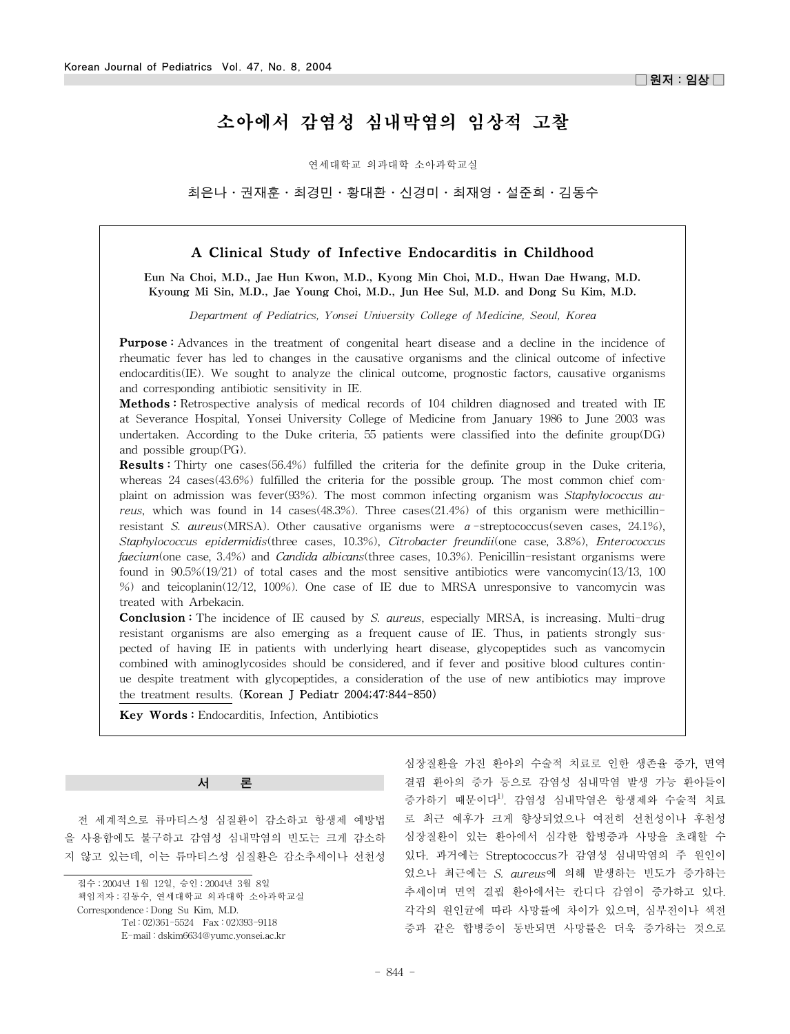□ 원저 : 임상 □

# 소아에서 감염성 심내막염의 임상적 고찰

연세대학교 의과대학 소아과학교실

최은나 · 권재훈 · 최경민 · 황대환 · 신경미 · 최재영 · 설준희 · 김동수

## A Clinical Study of Infective Endocarditis in Childhood

**Eun Na Choi, M.D., Jae Hun Kwon, M.D., Kyong Min Choi, M.D., Hwan Dae Hwang, M.D. Kyoung Mi Sin, M.D., Jae Young Choi, M.D., Jun Hee Sul, M.D. and Dong Su Kim, M.D.**

*Department of Pediatrics, Yonsei University College of Medicine, Seoul, Korea*

**Purpose :** Advances in the treatment of congenital heart disease and a decline in the incidence of rheumatic fever has led to changes in the causative organisms and the clinical outcome of infective endocarditis(IE). We sought to analyze the clinical outcome, prognostic factors, causative organisms and corresponding antibiotic sensitivity in IE.

**Methods :** Retrospective analysis of medical records of 104 children diagnosed and treated with IE at Severance Hospital, Yonsei University College of Medicine from January 1986 to June 2003 was undertaken. According to the Duke criteria, 55 patients were classified into the definite group(DG) and possible group(PG).

**Results :** Thirty one cases(56.4%) fulfilled the criteria for the definite group in the Duke criteria, whereas 24 cases(43.6%) fulfilled the criteria for the possible group. The most common chief complaint on admission was fever(93%). The most common infecting organism was *Staphylococcus aureus*, which was found in 14 cases(48.3%). Three cases(21.4%) of this organism were methicillin-resistant *S. aureus*(MRSA). Other causative organisms were $\alpha$-streptococcus(seven cases, 24.1%), *Staphylococcus epidermidis*(three cases, 10.3%), *Citrobacter freundii*(one case, 3.8%), *Enterococcus faecium*(one case, 3.4%) and *Candida albicans*(three cases, 10.3%). Penicillin-resistant organisms were found in 90.5%(19/21) of total cases and the most sensitive antibiotics were vancomycin(13/13, 100%) and teicoplanin(12/12, 100%). One case of IE due to MRSA unresponsive to vancomycin was treated with Arbekacin.

**Conclusion :** The incidence of IE caused by *S. aureus*, especially MRSA, is increasing. Multi-drug resistant organisms are also emerging as a frequent cause of IE. Thus, in patients strongly suspected of having IE in patients with underlying heart disease, glycopeptides such as vancomycin combined with aminoglycosides should be considered, and if fever and positive blood cultures continue despite treatment with glycopeptides, a consideration of the use of new antibiotics may improve the treatment results. **(Korean J Pediatr 2004;47:844-850)**

**Key Words :** Endocarditis, Infection, Antibiotics

## 서　　론

전 세계적으로 류마티스성 심질환이 감소하고 항생제 예방법을 사용함에도 불구하고 감염성 심내막염의 빈도는 크게 감소하지 않고 있는데, 이는 류마티스성 심질환은 감소추세이나 선천성 심장질환을 가진 환아의 수술적 치료로 인한 생존율 증가, 면역결핍 환아의 증가 등으로 감염성 심내막염 발생 가능 환아들이 증가하기 때문이다[1]. 감염성 심내막염은 항생제와 수술적 치료로 최근 예후가 크게 향상되었으나 여전히 선천성이나 후천성 심장질환이 있는 환아에서 심각한 합병증과 사망을 초래할 수 있다. 과거에는 Streptococcus가 감염성 심내막염의 주 원인이었으나 최근에는 *S. aureus*에 의해 발생하는 빈도가 증가하는 추세이며 면역 결핍 환아에서는 칸디다 감염이 증가하고 있다. 각각의 원인균에 따라 사망률에 차이가 있으며, 심부전이나 색전증과 같은 합병증이 동반되면 사망률은 더욱 증가하는 것으로

접수 : 2004년 1월 12일, 승인 : 2004년 3월 8일
책임저자 : 김동수, 연세대학교 의과대학 소아과학교실
Correspondence : Dong Su Kim, M.D.
Tel : 02)361-5524　Fax : 02)393-9118
E-mail : dskim6634@yumc.yonsei.ac.kr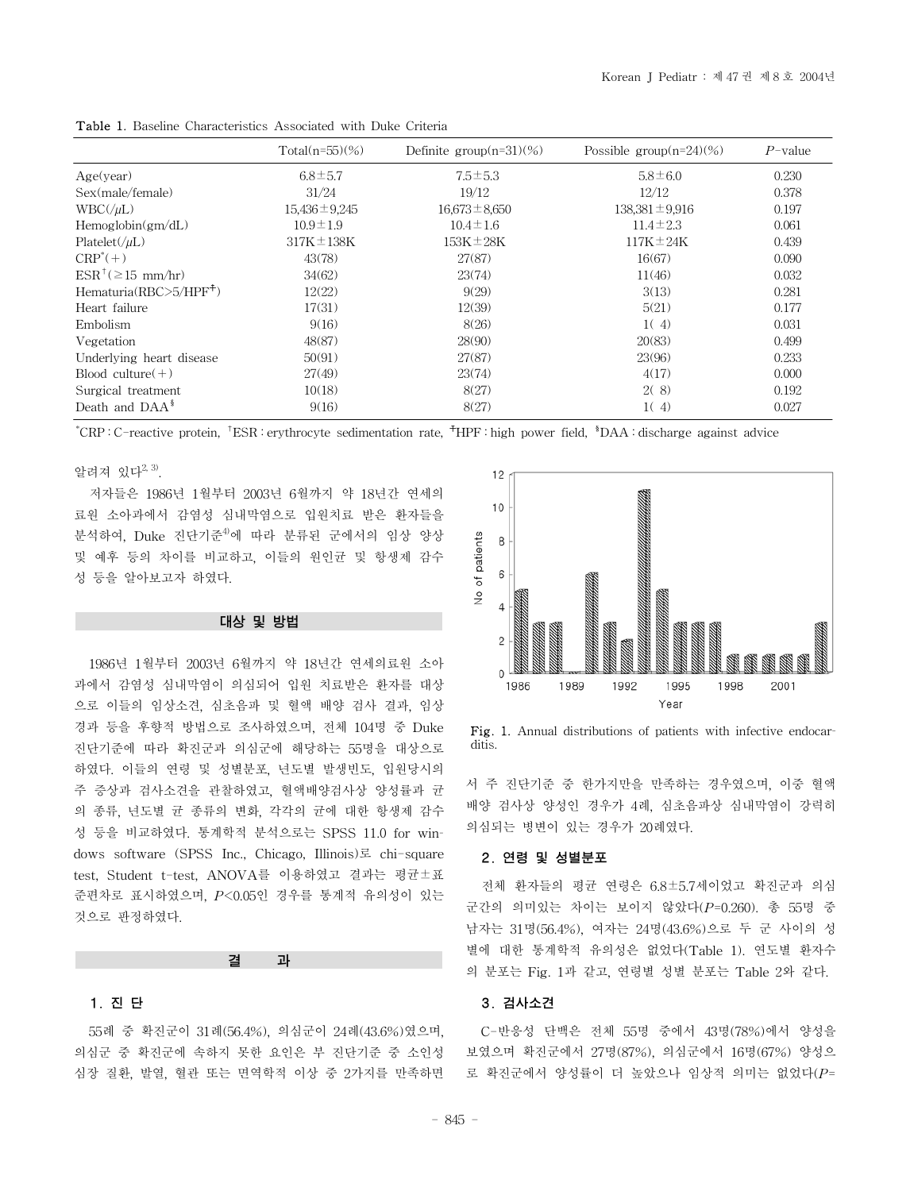Table 1. Baseline Characteristics Associated with Duke Criteria

| | Total(n=55)(%) | Definite group(n=31)(%) | Possible group(n=24)(%) | *P*-value |
|---|---|---|---|---|
| Age(year) | 6.8±5.7 | 7.5±5.3 | 5.8±6.0 | 0.230 |
| Sex(male/female) | 31/24 | 19/12 | 12/12 | 0.378 |
| WBC(/μL) | 15,436±9,245 | 16,673±8,650 | 138,381±9,916 | 0.197 |
| Hemoglobin(gm/dL) | 10.9±1.9 | 10.4±1.6 | 11.4±2.3 | 0.061 |
| Platelet(/μL) | 317K±138K | 153K±28K | 117K±24K | 0.439 |
| CRP*(+) | 43(78) | 27(87) | 16(67) | 0.090 |
| ESR†(≥15 mm/hr) | 34(62) | 23(74) | 11(46) | 0.032 |
| Hematuria(RBC>5/HPF‡) | 12(22) | 9(29) | 3(13) | 0.281 |
| Heart failure | 17(31) | 12(39) | 5(21) | 0.177 |
| Embolism | 9(16) | 8(26) | 1( 4) | 0.031 |
| Vegetation | 48(87) | 28(90) | 20(83) | 0.499 |
| Underlying heart disease | 50(91) | 27(87) | 23(96) | 0.233 |
| Blood culture(+) | 27(49) | 23(74) | 4(17) | 0.000 |
| Surgical treatment | 10(18) | 8(27) | 2( 8) | 0.192 |
| Death and DAA§ | 9(16) | 8(27) | 1( 4) | 0.027 |

*CRP : C-reactive protein, †ESR : erythrocyte sedimentation rate, ‡HPF : high power field, §DAA : discharge against advice

알려져 있다[2, 3].

저자들은 1986년 1월부터 2003년 6월까지 약 18년간 연세의료원 소아과에서 감염성 심내막염으로 입원치료 받은 환자들을 분석하여, Duke 진단기준[4]에 따라 분류된 군에서의 임상 양상 및 예후 등의 차이를 비교하고, 이들의 원인균 및 항생제 감수성 등을 알아보고자 하였다.

## 대상 및 방법

1986년 1월부터 2003년 6월까지 약 18년간 연세의료원 소아과에서 감염성 심내막염이 의심되어 입원 치료받은 환자를 대상으로 이들의 임상소견, 심초음파 및 혈액 배양 검사 결과, 임상경과 등을 후향적 방법으로 조사하였으며, 전체 104명 중 Duke 진단기준에 따라 확진군과 의심군에 해당하는 55명을 대상으로 하였다. 이들의 연령 및 성별분포, 년도별 발생빈도, 입원당시의 주 증상과 검사소견을 관찰하였고, 혈액배양검사상 양성률과 균의 종류, 년도별 균 종류의 변화, 각각의 균에 대한 항생제 감수성 등을 비교하였다. 통계학적 분석으로는 SPSS 11.0 for windows software (SPSS Inc., Chicago, Illinois)로 chi-square test, Student t-test, ANOVA를 이용하였고 결과는 평균±표준편차로 표시하였으며, $P<0.05$인 경우를 통계적 유의성이 있는 것으로 판정하였다.

## 결 과

### 1. 진 단

55례 중 확진군이 31례(56.4%), 의심군이 24례(43.6%)였으며, 의심군 중 확진군에 속하지 못한 요인은 부 진단기준 중 소인성 심장 질환, 발열, 혈관 또는 면역학적 이상 중 2가지를 만족하면서 주 진단기준 중 한가지만을 만족하는 경우였으며, 이중 혈액배양 검사상 양성인 경우가 4례, 심초음파상 심내막염이 강력히 의심되는 병변이 있는 경우가 20례였다.

Fig. 1. Annual distributions of patients with infective endocarditis.

### 2. 연령 및 성별분포

전체 환자들의 평균 연령은 6.8±5.7세이었고 확진군과 의심군간의 의미있는 차이는 보이지 않았다($P$=0.260). 총 55명 중 남자는 31명(56.4%), 여자는 24명(43.6%)으로 두 군 사이의 성별에 대한 통계학적 유의성은 없었다(Table 1). 연도별 환자수의 분포는 Fig. 1과 같고, 연령별 성별 분포는 Table 2와 같다.

### 3. 검사소견

C-반응성 단백은 전체 55명 중에서 43명(78%)에서 양성을 보였으며 확진군에서 27명(87%), 의심군에서 16명(67%) 양성으로 확진군에서 양성률이 더 높았으나 임상적 의미는 없었다($P$=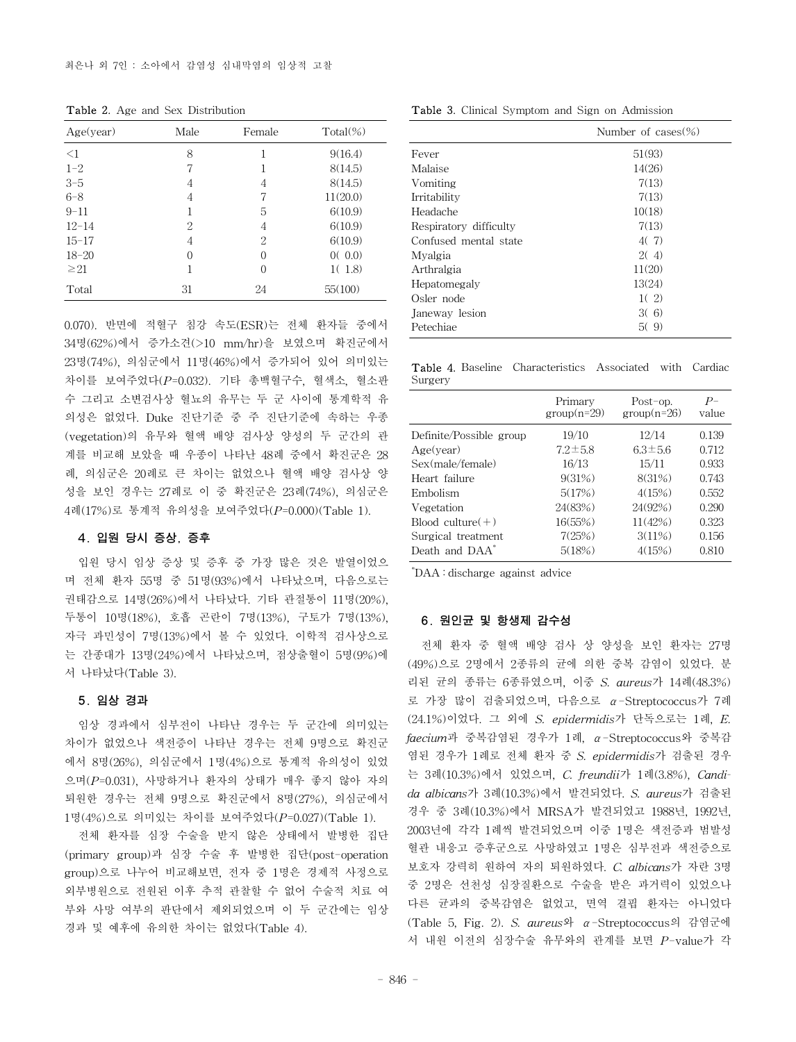**Table 2.** Age and Sex Distribution

| Age(year) | Male | Female | Total(%) |
|---|---|---|---|
| <1 | 8 | 1 | 9(16.4) |
| 1–2 | 7 | 1 | 8(14.5) |
| 3–5 | 4 | 4 | 8(14.5) |
| 6–8 | 4 | 7 | 11(20.0) |
| 9–11 | 1 | 5 | 6(10.9) |
| 12–14 | 2 | 4 | 6(10.9) |
| 15–17 | 4 | 2 | 6(10.9) |
| 18–20 | 0 | 0 | 0( 0.0) |
| ≥21 | 1 | 0 | 1( 1.8) |
| Total | 31 | 24 | 55(100) |

0.070). 반면에 적혈구 침강 속도(ESR)는 전체 환자들 중에서 34명(62%)에서 증가소견(>10 mm/hr)을 보였으며 확진군에서 23명(74%), 의심군에서 11명(46%)에서 증가되어 있어 의미있는 차이를 보여주었다($P$=0.032). 기타 총백혈구수, 혈색소, 혈소판수 그리고 소변검사상 혈뇨의 유무는 두 군 사이에 통계학적 유의성은 없었다. Duke 진단기준 중 주 진단기준에 속하는 우종(vegetation)의 유무와 혈액 배양 검사상 양성의 두 군간의 관계를 비교해 보았을 때 우종이 나타난 48례 중에서 확진군은 28례, 의심군은 20례로 큰 차이는 없었으나 혈액 배양 검사상 양성을 보인 경우는 27례로 이 중 확진군은 23례(74%), 의심군은 4례(17%)로 통계적 유의성을 보여주었다($P$=0.000)(Table 1).

### 4. 입원 당시 증상, 증후

입원 당시 임상 증상 및 증후 중 가장 많은 것은 발열이었으며 전체 환자 55명 중 51명(93%)에서 나타났으며, 다음으로는 권태감으로 14명(26%)에서 나타났다. 기타 관절통이 11명(20%), 두통이 10명(18%), 호흡 곤란이 7명(13%), 구토가 7명(13%), 자극 과민성이 7명(13%)에서 볼 수 있었다. 이학적 검사상으로는 간종대가 13명(24%)에서 나타났으며, 점상출혈이 5명(9%)에서 나타났다(Table 3).

### 5. 임상 경과

임상 경과에서 심부전이 나타난 경우는 두 군간에 의미있는 차이가 없었으나 색전증이 나타난 경우는 전체 9명으로 확진군에서 8명(26%), 의심군에서 1명(4%)으로 통계적 유의성이 있었으며($P$=0.031), 사망하거나 환자의 상태가 매우 좋지 않아 자의퇴원한 경우는 전체 9명으로 확진군에서 8명(27%), 의심군에서 1명(4%)으로 의미있는 차이를 보여주었다($P$=0.027)(Table 1).

전체 환자를 심장 수술을 받지 않은 상태에서 발병한 집단(primary group)과 심장 수술 후 발병한 집단(post-operation group)으로 나누어 비교해보면, 전자 중 1명은 경제적 사정으로 외부병원으로 전원된 이후 추적 관찰할 수 없어 수술적 치료 여부와 사망 여부의 판단에서 제외되었으며 이 두 군간에는 임상경과 및 예후에 유의한 차이는 없었다(Table 4).

**Table 3.** Clinical Symptom and Sign on Admission

| | Number of cases(%) |
|---|---|
| Fever | 51(93) |
| Malaise | 14(26) |
| Vomiting | 7(13) |
| Irritability | 7(13) |
| Headache | 10(18) |
| Respiratory difficulty | 7(13) |
| Confused mental state | 4( 7) |
| Myalgia | 2( 4) |
| Arthralgia | 11(20) |
| Hepatomegaly | 13(24) |
| Osler node | 1( 2) |
| Janeway lesion | 3( 6) |
| Petechiae | 5( 9) |

**Table 4.** Baseline Characteristics Associated with Cardiac Surgery

| | Primary group(n=29) | Post-op. group(n=26) | $P$-value |
|---|---|---|---|
| Definite/Possible group | 19/10 | 12/14 | 0.139 |
| Age(year) | 7.2±5.8 | 6.3±5.6 | 0.712 |
| Sex(male/female) | 16/13 | 15/11 | 0.933 |
| Heart failure | 9(31%) | 8(31%) | 0.743 |
| Embolism | 5(17%) | 4(15%) | 0.552 |
| Vegetation | 24(83%) | 24(92%) | 0.290 |
| Blood culture(+) | 16(55%) | 11(42%) | 0.323 |
| Surgical treatment | 7(25%) | 3(11%) | 0.156 |
| Death and DAA* | 5(18%) | 4(15%) | 0.810 |

*DAA : discharge against advice

### 6. 원인균 및 항생제 감수성

전체 환자 중 혈액 배양 검사 상 양성을 보인 환자는 27명(49%)으로 2명에서 2종류의 균에 의한 중복 감염이 있었다. 분리된 균의 종류는 6종류였으며, 이중 *S. aureus*가 14례(48.3%)로 가장 많이 검출되었으며, 다음으로 α-Streptococcus가 7례(24.1%)이었다. 그 외에 *S. epidermidis*가 단독으로는 1례, *E. faecium*과 중복감염된 경우가 1례, α-Streptococcus와 중복감염된 경우가 1례로 전체 환자 중 *S. epidermidis*가 검출된 경우는 3례(10.3%)에서 있었으며, *C. freundii*가 1례(3.8%), *Candida albicans*가 3례(10.3%)에서 발견되었다. *S. aureus*가 검출된 경우 중 3례(10.3%)에서 MRSA가 발견되었고 1988년, 1992년, 2003년에 각각 1례씩 발견되었으며 이중 1명은 색전증과 범발성 혈관 내응고 증후군으로 사망하였고 1명은 심부전과 색전증으로 보호자 강력히 원하여 자의 퇴원하였다. *C. albicans*가 자란 3명 중 2명은 선천성 심장질환으로 수술을 받은 과거력이 있었으나 다른 균과의 중복감염은 없었고, 면역 결핍 환자는 아니었다(Table 5, Fig. 2). *S. aureus*와 α-Streptococcus의 감염균에서 내원 이전의 심장수술 유무와의 관계를 보면 $P$-value가 각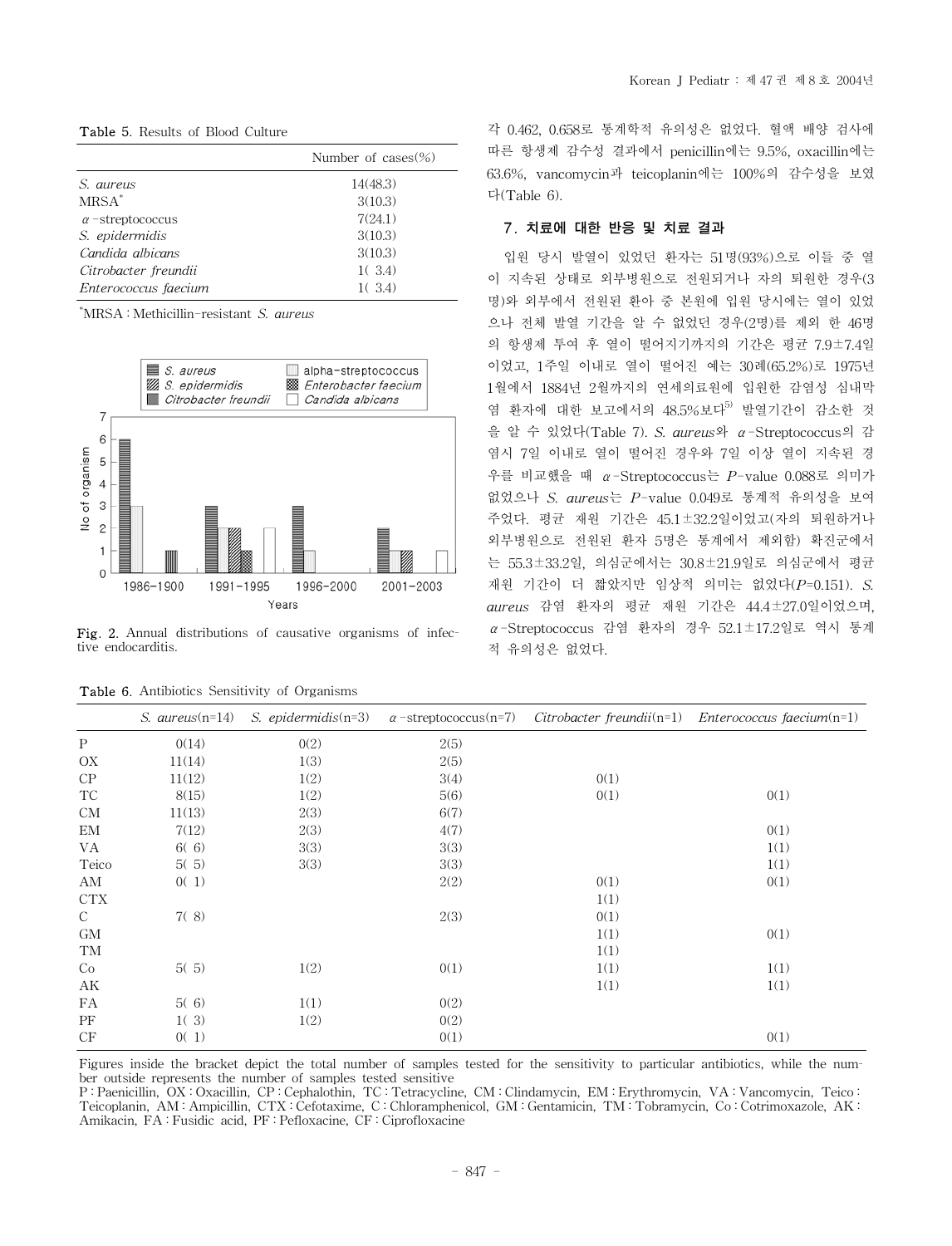**Table 5.** Results of Blood Culture

| | Number of cases(%) |
|---|---|
| *S. aureus* | 14(48.3) |
| MRSA* | 3(10.3) |
| α-streptococcus | 7(24.1) |
| *S. epidermidis* | 3(10.3) |
| *Candida albicans* | 3(10.3) |
| *Citrobacter freundii* | 1( 3.4) |
| *Enterococcus faecium* | 1( 3.4) |

*MRSA : Methicillin-resistant *S. aureus*

**Fig. 2.** Annual distributions of causative organisms of infective endocarditis.

각 0.462, 0.658로 통계학적 유의성은 없었다. 혈액 배양 검사에 따른 항생제 감수성 결과에서 penicillin에는 9.5%, oxacillin에는 63.6%, vancomycin과 teicoplanin에는 100%의 감수성을 보였다(Table 6).

### 7. 치료에 대한 반응 및 치료 결과

입원 당시 발열이 있었던 환자는 51명(93%)으로 이들 중 열이 지속된 상태로 외부병원으로 전원되거나 자의 퇴원한 경우(3명)와 외부에서 전원된 환아 중 본원에 입원 당시에는 열이 있었으나 전체 발열 기간을 알 수 없었던 경우(2명)를 제외 한 46명의 항생제 투여 후 열이 떨어지기까지의 기간은 평균 7.9±7.4일이었고, 1주일 이내로 열이 떨어진 예는 30례(65.2%)로 1975년 1월에서 1884년 2월까지의 연세의료원에 입원한 감염성 심내막염 환자에 대한 보고에서의 48.5%보다[5] 발열기간이 감소한 것을 알 수 있었다(Table 7). *S. aureus*와 α-Streptococcus의 감염시 7일 이내로 열이 떨어진 경우와 7일 이상 열이 지속된 경우를 비교했을 때 α-Streptococcus는 $P$-value 0.088로 의미가 없었으나 *S. aureus*는 $P$-value 0.049로 통계적 유의성을 보여주었다. 평균 재원 기간은 45.1±32.2일이었고(자의 퇴원하거나 외부병원으로 전원된 환자 5명은 통계에서 제외함) 확진군에서는 55.3±33.2일, 의심군에서는 30.8±21.9일로 의심군에서 평균 재원 기간이 더 짧았지만 임상적 의미는 없었다($P$=0.151). *S. aureus* 감염 환자의 평균 재원 기간은 44.4±27.0일이었으며, α-Streptococcus 감염 환자의 경우 52.1±17.2일로 역시 통계적 유의성은 없었다.

**Table 6.** Antibiotics Sensitivity of Organisms

| | *S. aureus*(n=14) | *S. epidermidis*(n=3) | α-streptococcus(n=7) | *Citrobacter freundii*(n=1) | *Enterococcus faecium*(n=1) |
|---|---|---|---|---|---|
| P | 0(14) | 0(2) | 2(5) | | |
| OX | 11(14) | 1(3) | 2(5) | | |
| CP | 11(12) | 1(2) | 3(4) | 0(1) | |
| TC | 8(15) | 1(2) | 5(6) | 0(1) | 0(1) |
| CM | 11(13) | 2(3) | 6(7) | | |
| EM | 7(12) | 2(3) | 4(7) | | 0(1) |
| VA | 6( 6) | 3(3) | 3(3) | | 1(1) |
| Teico | 5( 5) | 3(3) | 3(3) | | 1(1) |
| AM | 0( 1) | | 2(2) | 0(1) | 0(1) |
| CTX | | | | 1(1) | |
| C | 7( 8) | | 2(3) | 0(1) | |
| GM | | | | 1(1) | 0(1) |
| TM | | | | 1(1) | |
| Co | 5( 5) | 1(2) | 0(1) | 1(1) | 1(1) |
| AK | | | | 1(1) | 1(1) |
| FA | 5( 6) | 1(1) | 0(2) | | |
| PF | 1( 3) | 1(2) | 0(2) | | |
| CF | 0( 1) | | 0(1) | | 0(1) |

Figures inside the bracket depict the total number of samples tested for the sensitivity to particular antibiotics, while the number outside represents the number of samples tested sensitive

P : Paenicillin, OX : Oxacillin, CP : Cephalothin, TC : Tetracycline, CM : Clindamycin, EM : Erythromycin, VA : Vancomycin, Teico : Teicoplanin, AM : Ampicillin, CTX : Cefotaxime, C : Chloramphenicol, GM : Gentamicin, TM : Tobramycin, Co : Cotrimoxazole, AK : Amikacin, FA : Fusidic acid, PF : Pefloxacine, CF : Ciprofloxacine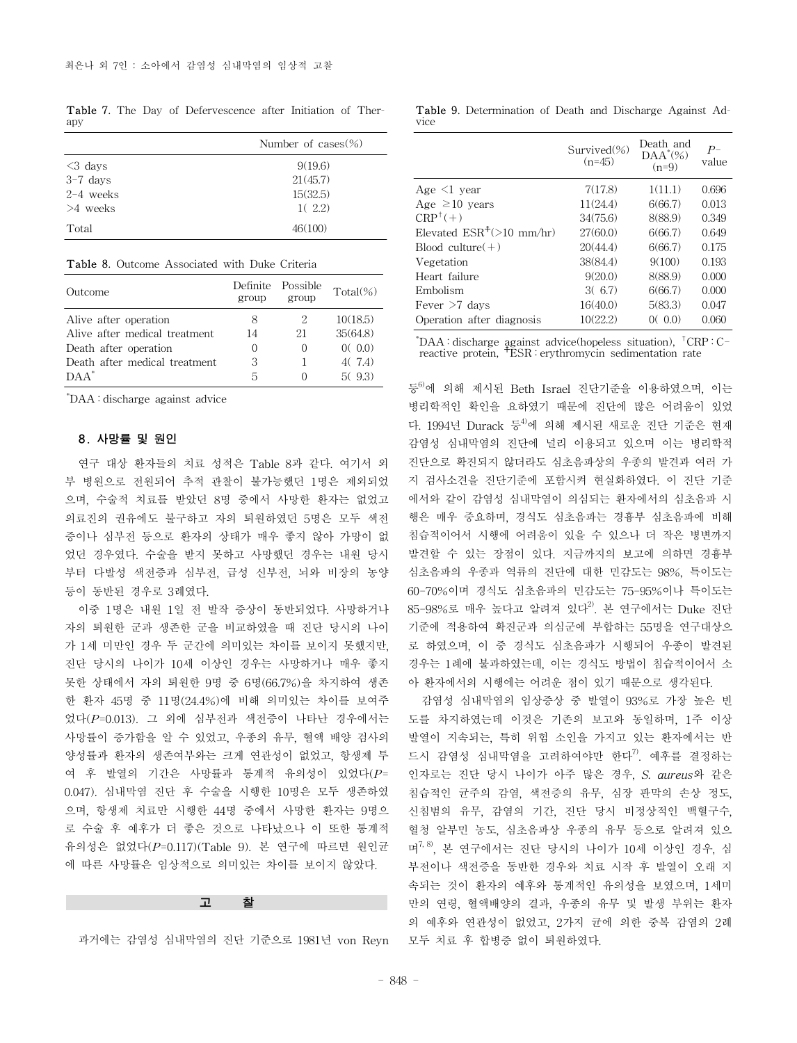**Table 7.** The Day of Defervescence after Initiation of Therapy

| | Number of cases(%) |
|---|---|
| <3 days | 9(19.6) |
| 3-7 days | 21(45.7) |
| 2-4 weeks | 15(32.5) |
| >4 weeks | 1( 2.2) |
| Total | 46(100) |

**Table 8.** Outcome Associated with Duke Criteria

| Outcome | Definite group | Possible group | Total(%) |
|---|---|---|---|
| Alive after operation | 8 | 2 | 10(18.5) |
| Alive after medical treatment | 14 | 21 | 35(64.8) |
| Death after operation | 0 | 0 | 0( 0.0) |
| Death after medical treatment | 3 | 1 | 4( 7.4) |
| DAA* | 5 | 0 | 5( 9.3) |

*DAA : discharge against advice

### 8. 사망률 및 원인

연구 대상 환자들의 치료 성적은 Table 8과 같다. 여기서 외부 병원으로 전원되어 추적 관찰이 불가능했던 1명은 제외되었으며, 수술적 치료를 받았던 8명 중에서 사망한 환자는 없었고 의료진의 권유에도 불구하고 자의 퇴원하였던 5명은 모두 색전증이나 심부전 등으로 환자의 상태가 매우 좋지 않아 가망이 없었던 경우였다. 수술을 받지 못하고 사망했던 경우는 내원 당시부터 다발성 색전증과 심부전, 급성 신부전, 뇌와 비장의 농양 등이 동반된 경우로 3례였다.

이중 1명은 내원 1일 전 발작 증상이 동반되었다. 사망하거나 자의 퇴원한 군과 생존한 군을 비교하였을 때 진단 당시의 나이가 1세 미만인 경우 두 군간에 의미있는 차이를 보이지 못했지만, 진단 당시의 나이가 10세 이상인 경우는 사망하거나 매우 좋지 못한 상태에서 자의 퇴원한 9명 중 6명(66.7%)을 차지하여 생존한 환자 45명 중 11명(24.4%)에 비해 의미있는 차이를 보여주었다($P$=0.013). 그 외에 심부전과 색전증이 나타난 경우에서는 사망률이 증가함을 알 수 있었고, 우종의 유무, 혈액 배양 검사의 양성률과 환자의 생존여부와는 크게 연관성이 없었고, 항생제 투여 후 발열의 기간은 사망률과 통계적 유의성이 있었다($P$=0.047). 심내막염 진단 후 수술을 시행한 10명은 모두 생존하였으며, 항생제 치료만 시행한 44명 중에서 사망한 환자는 9명으로 수술 후 예후가 더 좋은 것으로 나타났으나 이 또한 통계적 유의성은 없었다($P$=0.117)(Table 9). 본 연구에 따르면 원인균에 따른 사망률은 임상적으로 의미있는 차이를 보이지 않았다.

**Table 9.** Determination of Death and Discharge Against Advice

| | Survived(%) (n=45) | Death and DAA*(%) (n=9) | $P$-value |
|---|---|---|---|
| Age <1 year | 7(17.8) | 1(11.1) | 0.696 |
| Age ≥10 years | 11(24.4) | 6(66.7) | 0.013 |
| CRP†(+) | 34(75.6) | 8(88.9) | 0.349 |
| Elevated ESR‡(>10 mm/hr) | 27(60.0) | 6(66.7) | 0.649 |
| Blood culture(+) | 20(44.4) | 6(66.7) | 0.175 |
| Vegetation | 38(84.4) | 9(100) | 0.193 |
| Heart failure | 9(20.0) | 8(88.9) | 0.000 |
| Embolism | 3( 6.7) | 6(66.7) | 0.000 |
| Fever >7 days | 16(40.0) | 5(83.3) | 0.047 |
| Operation after diagnosis | 10(22.2) | 0( 0.0) | 0.060 |

*DAA : discharge against advice(hopeless situation), †CRP : C-reactive protein, ‡ESR : erythromycin sedimentation rate

## 고 찰

과거에는 감염성 심내막염의 진단 기준으로 1981년 von Reyn 등[6]에 의해 제시된 Beth Israel 진단기준을 이용하였으며, 이는 병리학적인 확인을 요하였기 때문에 진단에 많은 어려움이 있었다. 1994년 Durack 등[4]에 의해 제시된 새로운 진단 기준은 현재 감염성 심내막염의 진단에 널리 이용되고 있으며 이는 병리학적 진단으로 확진되지 않더라도 심초음파상의 우종의 발견과 여러 가지 검사소견을 진단기준에 포함시켜 현실화하였다. 이 진단 기준에서와 같이 감염성 심내막염이 의심되는 환자에서의 심초음파 시행은 매우 중요하며, 경식도 심초음파는 경흉부 심초음파에 비해 침습적이어서 시행에 어려움이 있을 수 있으나 더 작은 병변까지 발견할 수 있는 장점이 있다. 지금까지의 보고에 의하면 경흉부 심초음파의 우종과 역류의 진단에 대한 민감도는 98%, 특이도는 60-70%이며 경식도 심초음파의 민감도는 75-95%이나 특이도는 85-98%로 매우 높다고 알려져 있다[2]. 본 연구에서는 Duke 진단기준에 적용하여 확진군과 의심군에 부합하는 55명을 연구대상으로 하였으며, 이 중 경식도 심초음파가 시행되어 우종이 발견된 경우는 1례에 불과하였는데, 이는 경식도 방법이 침습적이어서 소아 환자에서의 시행에는 어려운 점이 있기 때문으로 생각된다.

감염성 심내막염의 임상증상 중 발열이 93%로 가장 높은 빈도를 차지하였는데 이것은 기존의 보고와 동일하며, 1주 이상 발열이 지속되는, 특히 위험 소인을 가지고 있는 환자에서는 반드시 감염성 심내막염을 고려하여야만 한다[7]. 예후를 결정하는 인자로는 진단 당시 나이가 아주 많은 경우, *S. aureus*와 같은 침습적인 균주의 감염, 색전증의 유무, 심장 판막의 손상 정도, 신침범의 유무, 감염의 기간, 진단 당시 비정상적인 백혈구수, 혈청 알부민 농도, 심초음파상 우종의 유무 등으로 알려져 있으며[7,8], 본 연구에서는 진단 당시의 나이가 10세 이상인 경우, 심부전이나 색전증을 동반한 경우와 치료 시작 후 발열이 오래 지속되는 것이 환자의 예후와 통계적인 유의성을 보였으며, 1세미만의 연령, 혈액배양의 결과, 우종의 유무 및 발생 부위는 환자의 예후와 연관성이 없었고, 2가지 균에 의한 중복 감염의 2례 모두 치료 후 합병증 없이 퇴원하였다.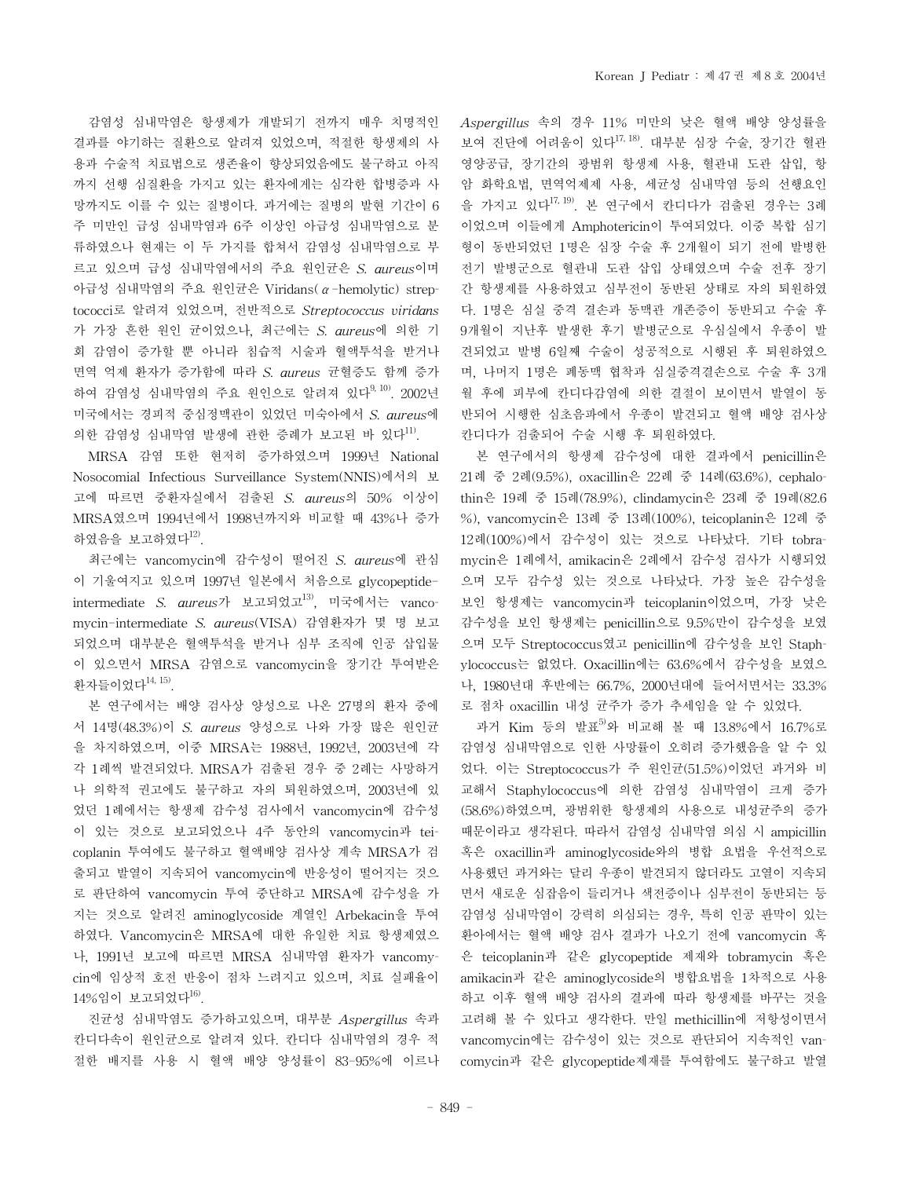감염성 심내막염은 항생제가 개발되기 전까지 매우 치명적인 결과를 야기하는 질환으로 알려져 있었으며, 적절한 항생제의 사용과 수술적 치료법으로 생존율이 향상되었음에도 불구하고 아직까지 선행 심질환을 가지고 있는 환자에게는 심각한 합병증과 사망까지도 이를 수 있는 질병이다. 과거에는 질병의 발현 기간이 6주 미만인 급성 심내막염과 6주 이상인 아급성 심내막염으로 분류하였으나 현재는 이 두 가지를 합쳐서 감염성 심내막염으로 부르고 있으며 급성 심내막염에서의 주요 원인균은 *S. aureus*이며 아급성 심내막염의 주요 원인균은 Viridans($\alpha$-hemolytic) streptococci로 알려져 있었으며, 전반적으로 *Streptococcus viridans*가 가장 흔한 원인 균이었으나, 최근에는 *S. aureus*에 의한 기회 감염이 증가할 뿐 아니라 침습적 시술과 혈액투석을 받거나 면역 억제 환자가 증가함에 따라 *S. aureus* 균혈증도 함께 증가하여 감염성 심내막염의 주요 원인으로 알려져 있다[9, 10]. 2002년 미국에서는 경피적 중심정맥관이 있었던 미숙아에서 *S. aureus*에 의한 감염성 심내막염 발생에 관한 증례가 보고된 바 있다[11].

MRSA 감염 또한 현저히 증가하였으며 1999년 National Nosocomial Infectious Surveillance System(NNIS)에서의 보고에 따르면 중환자실에서 검출된 *S. aureus*의 50% 이상이 MRSA였으며 1994년에서 1998년까지와 비교할 때 43%나 증가하였음을 보고하였다[12].

최근에는 vancomycin에 감수성이 떨어진 *S. aureus*에 관심이 기울여지고 있으며 1997년 일본에서 처음으로 glycopeptide-intermediate *S. aureus*가 보고되었고[13], 미국에서는 vancomycin-intermediate *S. aureus*(VISA) 감염환자가 몇 명 보고되었으며 대부분은 혈액투석을 받거나 심부 조직에 인공 삽입물이 있으면서 MRSA 감염으로 vancomycin을 장기간 투여받은 환자들이었다[14, 15].

본 연구에서는 배양 검사상 양성으로 나온 27명의 환자 중에서 14명(48.3%)이 *S. aureus* 양성으로 나와 가장 많은 원인균을 차지하였으며, 이중 MRSA는 1988년, 1992년, 2003년에 각각 1례씩 발견되었다. MRSA가 검출된 경우 중 2례는 사망하거나 의학적 권고에도 불구하고 자의 퇴원하였으며, 2003년에 있었던 1례에서는 항생제 감수성 검사에서 vancomycin에 감수성이 있는 것으로 보고되었으나 4주 동안의 vancomycin과 teicoplanin 투여에도 불구하고 혈액배양 검사상 계속 MRSA가 검출되고 발열이 지속되어 vancomycin에 반응성이 떨어지는 것으로 판단하여 vancomycin 투여 중단하고 MRSA에 감수성을 가지는 것으로 알려진 aminoglycoside 계열인 Arbekacin을 투여하였다. Vancomycin은 MRSA에 대한 유일한 치료 항생제였으나, 1991년 보고에 따르면 MRSA 심내막염 환자가 vancomycin에 임상적 호전 반응이 점차 느려지고 있으며, 치료 실패율이 14%임이 보고되었다[16].

진균성 심내막염도 증가하고있으며, 대부분 *Aspergillus* 속과 칸디다속이 원인균으로 알려져 있다. 칸디다 심내막염의 경우 적절한 배지를 사용 시 혈액 배양 양성률이 83-95%에 이르나 *Aspergillus* 속의 경우 11% 미만의 낮은 혈액 배양 양성률을 보여 진단에 어려움이 있다[17, 18]. 대부분 심장 수술, 장기간 혈관 영양공급, 장기간의 광범위 항생제 사용, 혈관내 도관 삽입, 항암 화학요법, 면역억제제 사용, 세균성 심내막염 등의 선행요인을 가지고 있다[17, 19]. 본 연구에서 칸디다가 검출된 경우는 3례이었으며 이들에게 Amphotericin이 투여되었다. 이중 복합 심기형이 동반되었던 1명은 심장 수술 후 2개월이 되기 전에 발병한 전기 발병군으로 혈관내 도관 삽입 상태였으며 수술 전후 장기간 항생제를 사용하였고 심부전이 동반된 상태로 자의 퇴원하였다. 1명은 심실 중격 결손과 동맥관 개존증이 동반되고 수술 후 9개월이 지난후 발생한 후기 발병군으로 우심실에서 우종이 발견되었고 발병 6일째 수술이 성공적으로 시행된 후 퇴원하였으며, 나머지 1명은 폐동맥 협착과 심실중격결손으로 수술 후 3개월 후에 피부에 칸디다감염에 의한 결절이 보이면서 발열이 동반되어 시행한 심초음파에서 우종이 발견되고 혈액 배양 검사상 칸디다가 검출되어 수술 시행 후 퇴원하였다.

본 연구에서의 항생제 감수성에 대한 결과에서 penicillin은 21례 중 2례(9.5%), oxacillin은 22례 중 14례(63.6%), cephalothin은 19례 중 15례(78.9%), clindamycin은 23례 중 19례(82.6%), vancomycin은 13례 중 13례(100%), teicoplanin은 12례 중 12례(100%)에서 감수성이 있는 것으로 나타났다. 기타 tobramycin은 1례에서, amikacin은 2례에서 감수성 검사가 시행되었으며 모두 감수성 있는 것으로 나타났다. 가장 높은 감수성을 보인 항생제는 vancomycin과 teicoplanin이었으며, 가장 낮은 감수성을 보인 항생제는 penicillin으로 9.5%만이 감수성을 보였으며 모두 Streptococcus였고 penicillin에 감수성을 보인 Staphylococcus는 없었다. Oxacillin에는 63.6%에서 감수성을 보였으나, 1980년대 후반에는 66.7%, 2000년대에 들어서면서는 33.3%로 점차 oxacillin 내성 균주가 증가 추세임을 알 수 있었다.

과거 Kim 등의 발표[5]와 비교해 볼 때 13.8%에서 16.7%로 감염성 심내막염으로 인한 사망률이 오히려 증가했음을 알 수 있었다. 이는 Streptococcus가 주 원인균(51.5%)이었던 과거와 비교해서 Staphylococcus에 의한 감염성 심내막염이 크게 증가(58.6%)하였으며, 광범위한 항생제의 사용으로 내성균주의 증가 때문이라고 생각된다. 따라서 감염성 심내막염 의심 시 ampicillin 혹은 oxacillin과 aminoglycoside와의 병합 요법을 우선적으로 사용했던 과거와는 달리 우종이 발견되지 않더라도 고열이 지속되면서 새로운 심잡음이 들리거나 색전증이나 심부전이 동반되는 등 감염성 심내막염이 강력히 의심되는 경우, 특히 인공 판막이 있는 환아에서는 혈액 배양 검사 결과가 나오기 전에 vancomycin 혹은 teicoplanin과 같은 glycopeptide 제제와 tobramycin 혹은 amikacin과 같은 aminoglycoside의 병합요법을 1차적으로 사용하고 이후 혈액 배양 검사의 결과에 따라 항생제를 바꾸는 것을 고려해 볼 수 있다고 생각한다. 만일 methicillin에 저항성이면서 vancomycin에는 감수성이 있는 것으로 판단되어 지속적인 vancomycin과 같은 glycopeptide제재를 투여함에도 불구하고 발열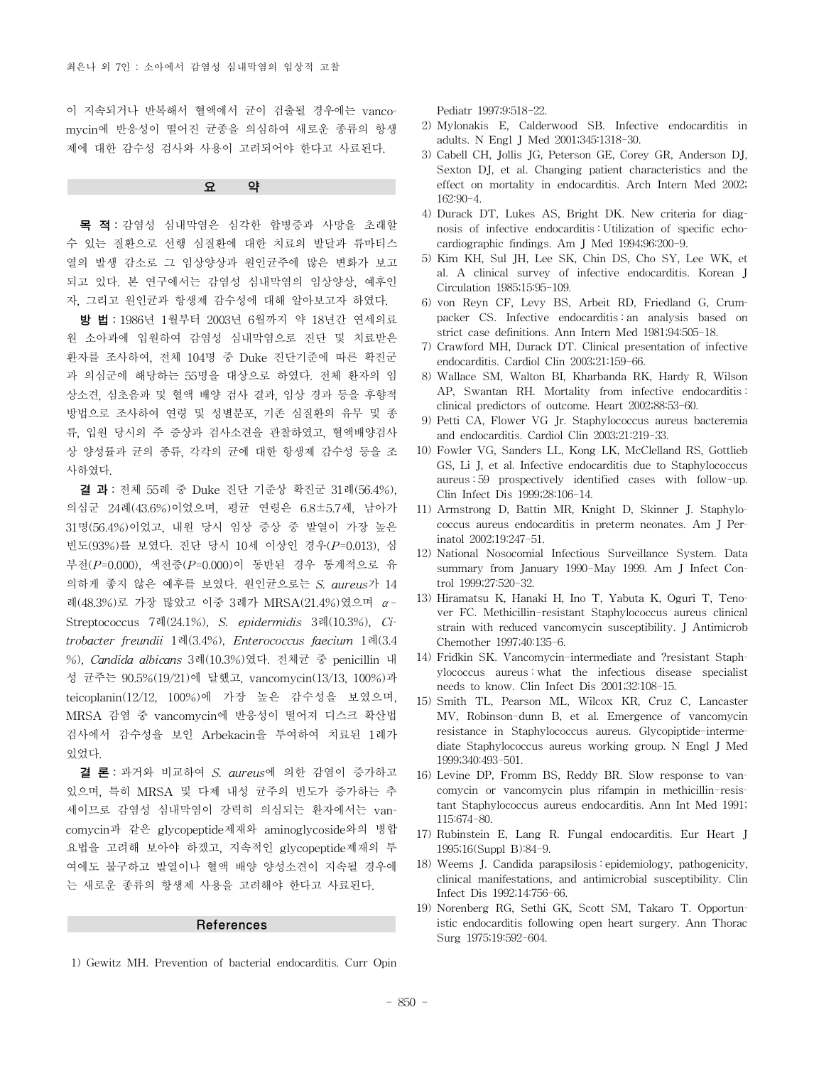이 지속되거나 반복해서 혈액에서 균이 검출될 경우에는 vancomycin에 반응성이 떨어진 균종을 의심하여 새로운 종류의 항생제에 대한 감수성 검사와 사용이 고려되어야 한다고 사료된다.

## 요 약

**목 적** : 감염성 심내막염은 심각한 합병증과 사망을 초래할 수 있는 질환으로 선행 심질환에 대한 치료의 발달과 류마티스열의 발생 감소로 그 임상양상과 원인균주에 많은 변화가 보고되고 있다. 본 연구에서는 감염성 심내막염의 임상양상, 예후인자, 그리고 원인균과 항생제 감수성에 대해 알아보고자 하였다.

**방 법** : 1986년 1월부터 2003년 6월까지 약 18년간 연세의료원 소아과에 입원하여 감염성 심내막염으로 진단 및 치료받은 환자를 조사하여, 전체 104명 중 Duke 진단기준에 따른 확진군과 의심군에 해당하는 55명을 대상으로 하였다. 전체 환자의 임상소견, 심초음파 및 혈액 배양 검사 결과, 임상 경과 등을 후향적 방법으로 조사하여 연령 및 성별분포, 기존 심질환의 유무 및 종류, 입원 당시의 주 증상과 검사소견을 관찰하였고, 혈액배양검사상 양성률과 균의 종류, 각각의 균에 대한 항생제 감수성 등을 조사하였다.

**결 과** : 전체 55례 중 Duke 진단 기준상 확진군 31례(56.4%), 의심군 24례(43.6%)이었으며, 평균 연령은 6.8±5.7세, 남아가 31명(56.4%)이었고, 내원 당시 임상 증상 중 발열이 가장 높은 빈도(93%)를 보였다. 진단 당시 10세 이상인 경우($P$=0.013), 심부전($P$=0.000), 색전증($P$=0.000)이 동반된 경우 통계적으로 유의하게 좋지 않은 예후를 보였다. 원인균으로는 *S. aureus*가 14례(48.3%)로 가장 많았고 이중 3례가 MRSA(21.4%)였으며 $\alpha$-Streptococcus 7례(24.1%), *S. epidermidis* 3례(10.3%), *Citrobacter freundii* 1례(3.4%), *Enterococcus faecium* 1례(3.4%), *Candida albicans* 3례(10.3%)였다. 전체균 중 penicillin 내성 균주는 90.5%(19/21)에 달했고, vancomycin(13/13, 100%)과 teicoplanin(12/12, 100%)에 가장 높은 감수성을 보였으며, MRSA 감염 중 vancomycin에 반응성이 떨어져 디스크 확산법 검사에서 감수성을 보인 Arbekacin을 투여하여 치료된 1례가 있었다.

**결 론** : 과거와 비교하여 *S. aureus*에 의한 감염이 증가하고 있으며, 특히 MRSA 및 다제 내성 균주의 빈도가 증가하는 추세이므로 감염성 심내막염이 강력히 의심되는 환자에서는 vancomycin과 같은 glycopeptide제제와 aminoglycoside와의 병합요법을 고려해 보아야 하겠고, 지속적인 glycopeptide제제의 투여에도 불구하고 발열이나 혈액 배양 양성소견이 지속될 경우에는 새로운 종류의 항생제 사용을 고려해야 한다고 사료된다.

## References

1) Gewitz MH. Prevention of bacterial endocarditis. Curr Opin Pediatr 1997;9:518-22.
2) Mylonakis E, Calderwood SB. Infective endocarditis in adults. N Engl J Med 2001;345:1318-30.
3) Cabell CH, Jollis JG, Peterson GE, Corey GR, Anderson DJ, Sexton DJ, et al. Changing patient characteristics and the effect on mortality in endocarditis. Arch Intern Med 2002;162:90-4.
4) Durack DT, Lukes AS, Bright DK. New criteria for diagnosis of infective endocarditis : Utilization of specific echocardiographic findings. Am J Med 1994;96:200-9.
5) Kim KH, Sul JH, Lee SK, Chin DS, Cho SY, Lee WK, et al. A clinical survey of infective endocarditis. Korean J Circulation 1985;15:95-109.
6) von Reyn CF, Levy BS, Arbeit RD, Friedland G, Crumpacker CS. Infective endocarditis : an analysis based on strict case definitions. Ann Intern Med 1981;94:505-18.
7) Crawford MH, Durack DT. Clinical presentation of infective endocarditis. Cardiol Clin 2003;21:159-66.
8) Wallace SM, Walton BI, Kharbanda RK, Hardy R, Wilson AP, Swantan RH. Mortality from infective endocarditis : clinical predictors of outcome. Heart 2002;88:53-60.
9) Petti CA, Flower VG Jr. Staphylococcus aureus bacteremia and endocarditis. Cardiol Clin 2003;21:219-33.
10) Fowler VG, Sanders LL, Kong LK, McClelland RS, Gottlieb GS, Li J, et al. Infective endocarditis due to Staphylococcus aureus : 59 prospectively identified cases with follow-up. Clin Infect Dis 1999;28:106-14.
11) Armstrong D, Battin MR, Knight D, Skinner J. Staphylococcus aureus endocarditis in preterm neonates. Am J Perinatol 2002;19:247-51.
12) National Nosocomial Infectious Surveillance System. Data summary from January 1990-May 1999. Am J Infect Control 1999;27:520-32.
13) Hiramatsu K, Hanaki H, Ino T, Yabuta K, Oguri T, Tenover FC. Methicillin-resistant Staphylococcus aureus clinical strain with reduced vancomycin susceptibility. J Antimicrob Chemother 1997;40:135-6.
14) Fridkin SK. Vancomycin-intermediate and ?resistant Staphylococcus aureus : what the infectious disease specialist needs to know. Clin Infect Dis 2001;32:108-15.
15) Smith TL, Pearson ML, Wilcox KR, Cruz C, Lancaster MV, Robinson-dunn B, et al. Emergence of vancomycin resistance in Staphylococcus aureus. Glycopiptide-intermediate Staphylococcus aureus working group. N Engl J Med 1999;340:493-501.
16) Levine DP, Fromm BS, Reddy BR. Slow response to vancomycin or vancomycin plus rifampin in methicillin-resistant Staphylococcus aureus endocarditis. Ann Int Med 1991;115:674-80.
17) Rubinstein E, Lang R. Fungal endocarditis. Eur Heart J 1995;16(Suppl B):84-9.
18) Weems J. Candida parapsilosis : epidemiology, pathogenicity, clinical manifestations, and antimicrobial susceptibility. Clin Infect Dis 1992;14:756-66.
19) Norenberg RG, Sethi GK, Scott SM, Takaro T. Opportunistic endocarditis following open heart surgery. Ann Thorac Surg 1975;19:592-604.